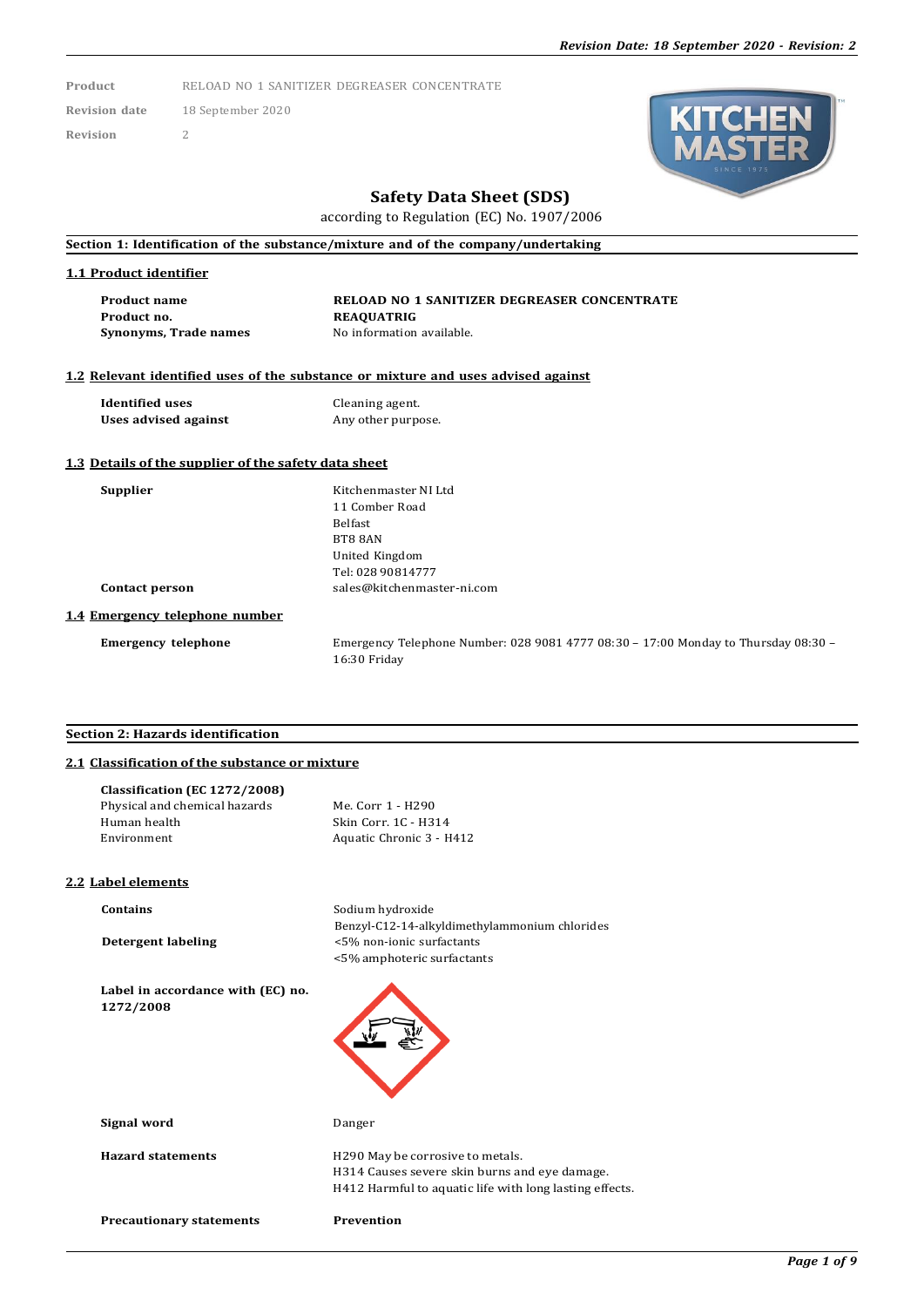| | |
|---|---|
| Product | RELOAD NO 1 SANITIZER DEGREASER CONCENTRATE |
| Revision date | 18 September 2020 |
| Revision | 2 |

# Safety Data Sheet (SDS)

according to Regulation (EC) No. 1907/2006

## Section 1: Identification of the substance/mixture and of the company/undertaking

### 1.1 Product identifier

| | |
|---|---|
| **Product name** | **RELOAD NO 1 SANITIZER DEGREASER CONCENTRATE** |
| **Product no.** | **REAQUATRIG** |
| **Synonyms, Trade names** | No information available. |

### 1.2 Relevant identified uses of the substance or mixture and uses advised against

| | |
|---|---|
| **Identified uses** | Cleaning agent. |
| **Uses advised against** | Any other purpose. |

### 1.3 Details of the supplier of the safety data sheet

| | |
|---|---|
| **Supplier** | Kitchenmaster NI Ltd<br>11 Comber Road<br>Belfast<br>BT8 8AN<br>United Kingdom<br>Tel: 028 90814777 |
| **Contact person** | sales@kitchenmaster-ni.com |

### 1.4 Emergency telephone number

| | |
|---|---|
| **Emergency telephone** | Emergency Telephone Number: 028 9081 4777 08:30 – 17:00 Monday to Thursday 08:30 – 16:30 Friday |

## Section 2: Hazards identification

### 2.1 Classification of the substance or mixture

**Classification (EC 1272/2008)**

| | |
|---|---|
| Physical and chemical hazards | Me. Corr 1 - H290 |
| Human health | Skin Corr. 1C - H314 |
| Environment | Aquatic Chronic 3 - H412 |

### 2.2 Label elements

| | |
|---|---|
| **Contains** | Sodium hydroxide<br>Benzyl-C12-14-alkyldimethylammonium chlorides |
| **Detergent labeling** | <5% non-ionic surfactants<br><5% amphoteric surfactants |
| **Label in accordance with (EC) no. 1272/2008** | |
| **Signal word** | Danger |
| **Hazard statements** | H290 May be corrosive to metals.<br>H314 Causes severe skin burns and eye damage.<br>H412 Harmful to aquatic life with long lasting effects. |
| **Precautionary statements** | **Prevention** |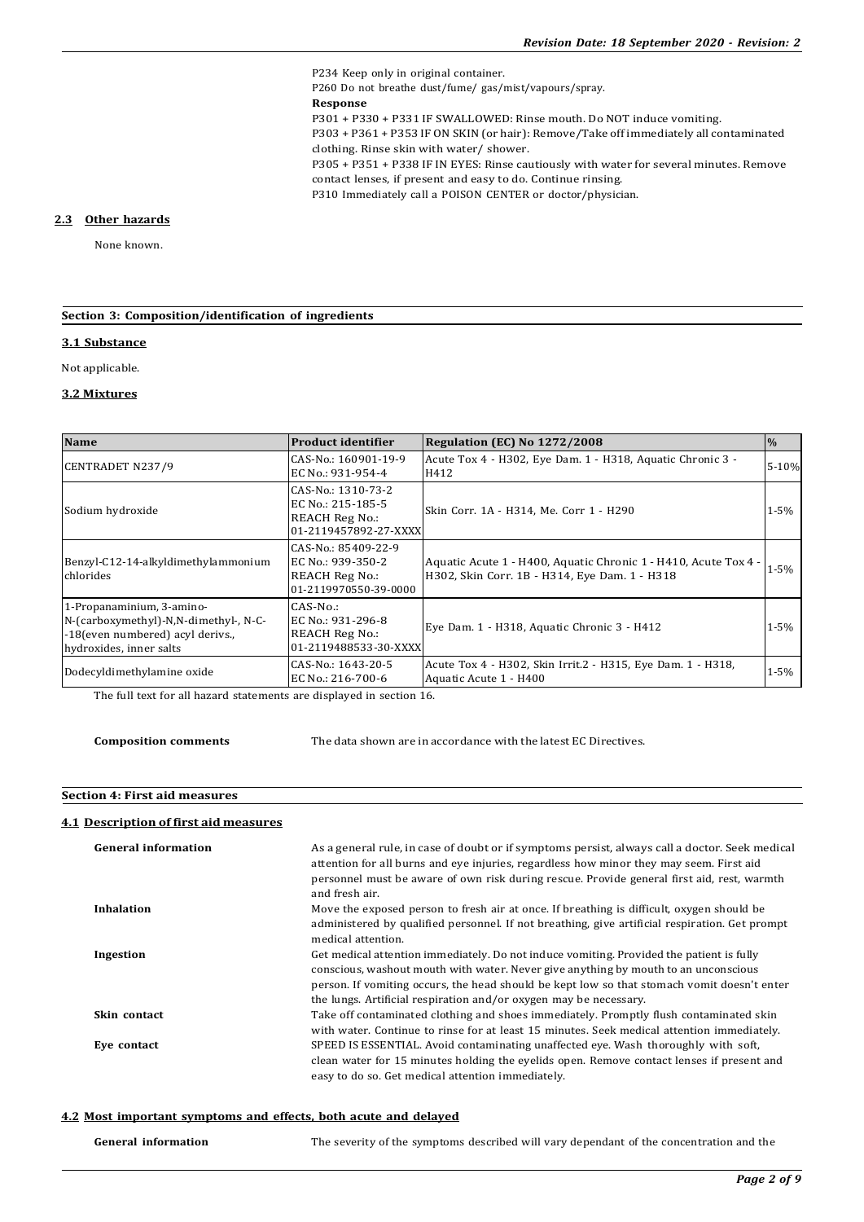P234 Keep only in original container.
P260 Do not breathe dust/fume/ gas/mist/vapours/spray.

**Response**

P301 + P330 + P331 IF SWALLOWED: Rinse mouth. Do NOT induce vomiting.
P303 + P361 + P353 IF ON SKIN (or hair): Remove/Take off immediately all contaminated clothing. Rinse skin with water/ shower.
P305 + P351 + P338 IF IN EYES: Rinse cautiously with water for several minutes. Remove contact lenses, if present and easy to do. Continue rinsing.
P310 Immediately call a POISON CENTER or doctor/physician.

### 2.3 Other hazards

None known.

## Section 3: Composition/identification of ingredients

### 3.1 Substance

Not applicable.

### 3.2 Mixtures

| Name | Product identifier | Regulation (EC) No 1272/2008 | % |
|---|---|---|---|
| CENTRADET N237/9 | CAS-No.: 160901-19-9<br>EC No.: 931-954-4 | Acute Tox 4 - H302, Eye Dam. 1 - H318, Aquatic Chronic 3 - H412 | 5-10% |
| Sodium hydroxide | CAS-No.: 1310-73-2<br>EC No.: 215-185-5<br>REACH Reg No.:<br>01-2119457892-27-XXXX | Skin Corr. 1A - H314, Me. Corr 1 - H290 | 1-5% |
| Benzyl-C12-14-alkyldimethylammonium chlorides | CAS-No.: 85409-22-9<br>EC No.: 939-350-2<br>REACH Reg No.:<br>01-2119970550-39-0000 | Aquatic Acute 1 - H400, Aquatic Chronic 1 - H410, Acute Tox 4 - H302, Skin Corr. 1B - H314, Eye Dam. 1 - H318 | 1-5% |
| 1-Propanaminium, 3-amino-N-(carboxymethyl)-N,N-dimethyl-, N-C-18(even numbered) acyl derivs., hydroxides, inner salts | CAS-No.:<br>EC No.: 931-296-8<br>REACH Reg No.:<br>01-2119488533-30-XXXX | Eye Dam. 1 - H318, Aquatic Chronic 3 - H412 | 1-5% |
| Dodecyldimethylamine oxide | CAS-No.: 1643-20-5<br>EC No.: 216-700-6 | Acute Tox 4 - H302, Skin Irrit.2 - H315, Eye Dam. 1 - H318, Aquatic Acute 1 - H400 | 1-5% |

The full text for all hazard statements are displayed in section 16.

**Composition comments** The data shown are in accordance with the latest EC Directives.

## Section 4: First aid measures

### 4.1 Description of first aid measures

**General information** As a general rule, in case of doubt or if symptoms persist, always call a doctor. Seek medical attention for all burns and eye injuries, regardless how minor they may seem. First aid personnel must be aware of own risk during rescue. Provide general first aid, rest, warmth and fresh air.

**Inhalation** Move the exposed person to fresh air at once. If breathing is difficult, oxygen should be administered by qualified personnel. If not breathing, give artificial respiration. Get prompt medical attention.

**Ingestion** Get medical attention immediately. Do not induce vomiting. Provided the patient is fully conscious, washout mouth with water. Never give anything by mouth to an unconscious person. If vomiting occurs, the head should be kept low so that stomach vomit doesn't enter the lungs. Artificial respiration and/or oxygen may be necessary.

**Skin contact** Take off contaminated clothing and shoes immediately. Promptly flush contaminated skin with water. Continue to rinse for at least 15 minutes. Seek medical attention immediately.

**Eye contact** SPEED IS ESSENTIAL. Avoid contaminating unaffected eye. Wash thoroughly with soft, clean water for 15 minutes holding the eyelids open. Remove contact lenses if present and easy to do so. Get medical attention immediately.

### 4.2 Most important symptoms and effects, both acute and delayed

**General information** The severity of the symptoms described will vary dependant of the concentration and the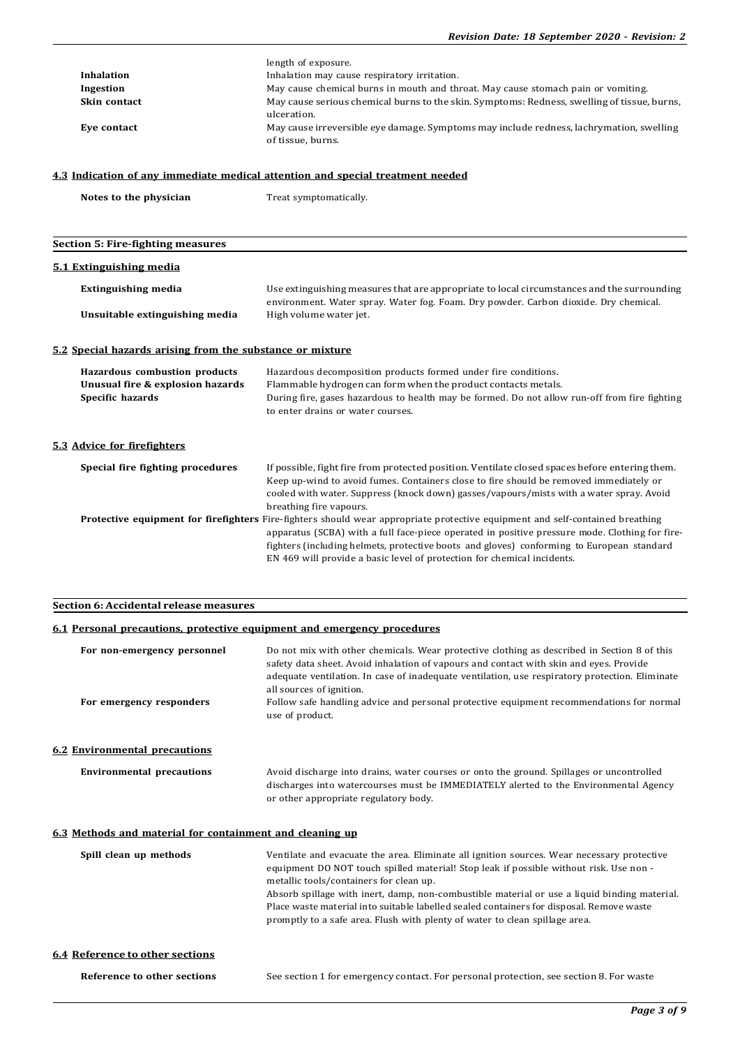| | |
|---|---|
| | length of exposure. |
| **Inhalation** | Inhalation may cause respiratory irritation. |
| **Ingestion** | May cause chemical burns in mouth and throat. May cause stomach pain or vomiting. |
| **Skin contact** | May cause serious chemical burns to the skin. Symptoms: Redness, swelling of tissue, burns, ulceration. |
| **Eye contact** | May cause irreversible eye damage. Symptoms may include redness, lachrymation, swelling of tissue, burns. |

### 4.3 Indication of any immediate medical attention and special treatment needed

| | |
|---|---|
| **Notes to the physician** | Treat symptomatically. |

## Section 5: Fire-fighting measures

### 5.1 Extinguishing media

| | |
|---|---|
| **Extinguishing media** | Use extinguishing measures that are appropriate to local circumstances and the surrounding environment. Water spray. Water fog. Foam. Dry powder. Carbon dioxide. Dry chemical. |
| **Unsuitable extinguishing media** | High volume water jet. |

### 5.2 Special hazards arising from the substance or mixture

| | |
|---|---|
| **Hazardous combustion products** | Hazardous decomposition products formed under fire conditions. |
| **Unusual fire & explosion hazards** | Flammable hydrogen can form when the product contacts metals. |
| **Specific hazards** | During fire, gases hazardous to health may be formed. Do not allow run-off from fire fighting to enter drains or water courses. |

### 5.3 Advice for firefighters

| | |
|---|---|
| **Special fire fighting procedures** | If possible, fight fire from protected position. Ventilate closed spaces before entering them. Keep up-wind to avoid fumes. Containers close to fire should be removed immediately or cooled with water. Suppress (knock down) gasses/vapours/mists with a water spray. Avoid breathing fire vapours. |
| **Protective equipment for firefighters** | Fire-fighters should wear appropriate protective equipment and self-contained breathing apparatus (SCBA) with a full face-piece operated in positive pressure mode. Clothing for fire-fighters (including helmets, protective boots and gloves) conforming to European standard EN 469 will provide a basic level of protection for chemical incidents. |

## Section 6: Accidental release measures

### 6.1 Personal precautions, protective equipment and emergency procedures

| | |
|---|---|
| **For non-emergency personnel** | Do not mix with other chemicals. Wear protective clothing as described in Section 8 of this safety data sheet. Avoid inhalation of vapours and contact with skin and eyes. Provide adequate ventilation. In case of inadequate ventilation, use respiratory protection. Eliminate all sources of ignition. |
| **For emergency responders** | Follow safe handling advice and personal protective equipment recommendations for normal use of product. |

### 6.2 Environmental precautions

| | |
|---|---|
| **Environmental precautions** | Avoid discharge into drains, water courses or onto the ground. Spillages or uncontrolled discharges into watercourses must be IMMEDIATELY alerted to the Environmental Agency or other appropriate regulatory body. |

### 6.3 Methods and material for containment and cleaning up

| | |
|---|---|
| **Spill clean up methods** | Ventilate and evacuate the area. Eliminate all ignition sources. Wear necessary protective equipment DO NOT touch spilled material! Stop leak if possible without risk. Use non - metallic tools/containers for clean up. Absorb spillage with inert, damp, non-combustible material or use a liquid binding material. Place waste material into suitable labelled sealed containers for disposal. Remove waste promptly to a safe area. Flush with plenty of water to clean spillage area. |

### 6.4 Reference to other sections

| | |
|---|---|
| **Reference to other sections** | See section 1 for emergency contact. For personal protection, see section 8. For waste |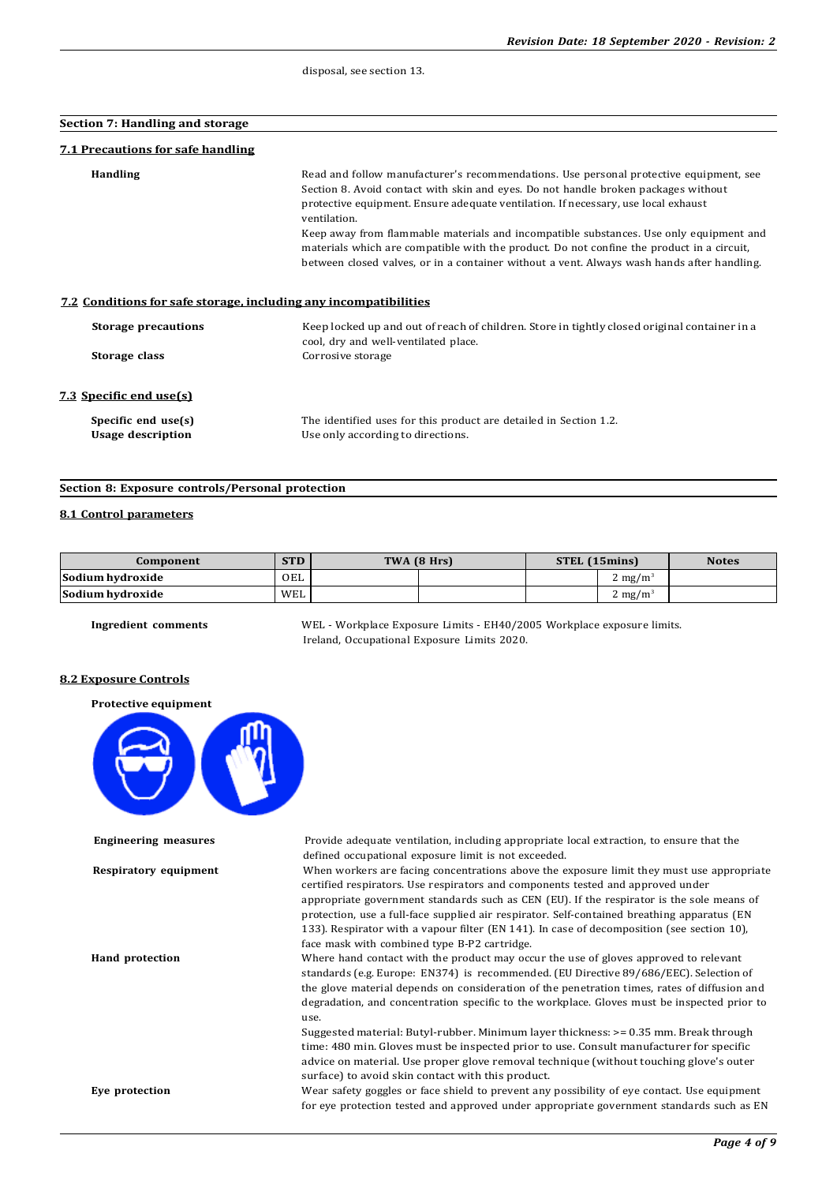disposal, see section 13.

## Section 7: Handling and storage

### 7.1 Precautions for safe handling

**Handling** Read and follow manufacturer's recommendations. Use personal protective equipment, see Section 8. Avoid contact with skin and eyes. Do not handle broken packages without protective equipment. Ensure adequate ventilation. If necessary, use local exhaust ventilation.
Keep away from flammable materials and incompatible substances. Use only equipment and materials which are compatible with the product. Do not confine the product in a circuit, between closed valves, or in a container without a vent. Always wash hands after handling.

### 7.2 Conditions for safe storage, including any incompatibilities

**Storage precautions** Keep locked up and out of reach of children. Store in tightly closed original container in a cool, dry and well-ventilated place.

**Storage class** Corrosive storage

### 7.3 Specific end use(s)

**Specific end use(s)** The identified uses for this product are detailed in Section 1.2.

**Usage description** Use only according to directions.

## Section 8: Exposure controls/Personal protection

### 8.1 Control parameters

| Component | STD | TWA (8 Hrs) | | STEL (15mins) | | Notes |
|---|---|---|---|---|---|---|
| Sodium hydroxide | OEL | | | | 2 mg/m³ | |
| Sodium hydroxide | WEL | | | | 2 mg/m³ | |

**Ingredient comments** WEL - Workplace Exposure Limits - EH40/2005 Workplace exposure limits.
Ireland, Occupational Exposure Limits 2020.

### 8.2 Exposure Controls

**Protective equipment**

**Engineering measures** Provide adequate ventilation, including appropriate local extraction, to ensure that the defined occupational exposure limit is not exceeded.

**Respiratory equipment** When workers are facing concentrations above the exposure limit they must use appropriate certified respirators. Use respirators and components tested and approved under appropriate government standards such as CEN (EU). If the respirator is the sole means of protection, use a full-face supplied air respirator. Self-contained breathing apparatus (EN 133). Respirator with a vapour filter (EN 141). In case of decomposition (see section 10), face mask with combined type B-P2 cartridge.

**Hand protection** Where hand contact with the product may occur the use of gloves approved to relevant standards (e.g. Europe: EN374) is recommended. (EU Directive 89/686/EEC). Selection of the glove material depends on consideration of the penetration times, rates of diffusion and degradation, and concentration specific to the workplace. Gloves must be inspected prior to use.
Suggested material: Butyl-rubber. Minimum layer thickness: >= 0.35 mm. Break through time: 480 min. Gloves must be inspected prior to use. Consult manufacturer for specific advice on material. Use proper glove removal technique (without touching glove's outer surface) to avoid skin contact with this product.

**Eye protection** Wear safety goggles or face shield to prevent any possibility of eye contact. Use equipment for eye protection tested and approved under appropriate government standards such as EN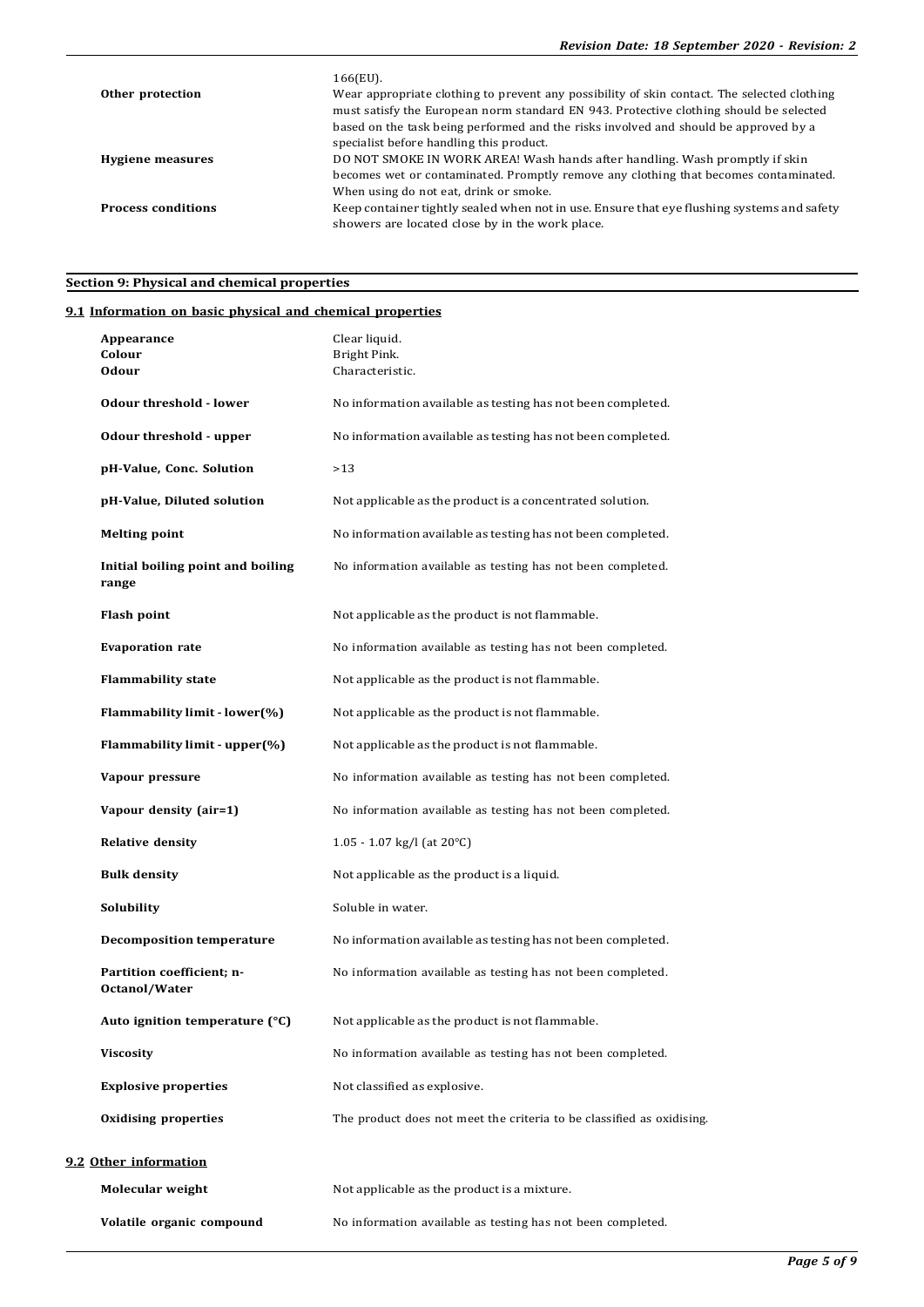| | |
|---|---|
| | 166(EU). |
| **Other protection** | Wear appropriate clothing to prevent any possibility of skin contact. The selected clothing must satisfy the European norm standard EN 943. Protective clothing should be selected based on the task being performed and the risks involved and should be approved by a specialist before handling this product. |
| **Hygiene measures** | DO NOT SMOKE IN WORK AREA! Wash hands after handling. Wash promptly if skin becomes wet or contaminated. Promptly remove any clothing that becomes contaminated. When using do not eat, drink or smoke. |
| **Process conditions** | Keep container tightly sealed when not in use. Ensure that eye flushing systems and safety showers are located close by in the work place. |

## Section 9: Physical and chemical properties

### 9.1 Information on basic physical and chemical properties

| | |
|---|---|
| **Appearance** | Clear liquid. |
| **Colour** | Bright Pink. |
| **Odour** | Characteristic. |
| **Odour threshold - lower** | No information available as testing has not been completed. |
| **Odour threshold - upper** | No information available as testing has not been completed. |
| **pH-Value, Conc. Solution** | >13 |
| **pH-Value, Diluted solution** | Not applicable as the product is a concentrated solution. |
| **Melting point** | No information available as testing has not been completed. |
| **Initial boiling point and boiling range** | No information available as testing has not been completed. |
| **Flash point** | Not applicable as the product is not flammable. |
| **Evaporation rate** | No information available as testing has not been completed. |
| **Flammability state** | Not applicable as the product is not flammable. |
| **Flammability limit - lower(%)** | Not applicable as the product is not flammable. |
| **Flammability limit - upper(%)** | Not applicable as the product is not flammable. |
| **Vapour pressure** | No information available as testing has not been completed. |
| **Vapour density (air=1)** | No information available as testing has not been completed. |
| **Relative density** | 1.05 - 1.07 kg/l (at 20°C) |
| **Bulk density** | Not applicable as the product is a liquid. |
| **Solubility** | Soluble in water. |
| **Decomposition temperature** | No information available as testing has not been completed. |
| **Partition coefficient; n-Octanol/Water** | No information available as testing has not been completed. |
| **Auto ignition temperature (°C)** | Not applicable as the product is not flammable. |
| **Viscosity** | No information available as testing has not been completed. |
| **Explosive properties** | Not classified as explosive. |
| **Oxidising properties** | The product does not meet the criteria to be classified as oxidising. |

### 9.2 Other information

| | |
|---|---|
| **Molecular weight** | Not applicable as the product is a mixture. |
| **Volatile organic compound** | No information available as testing has not been completed. |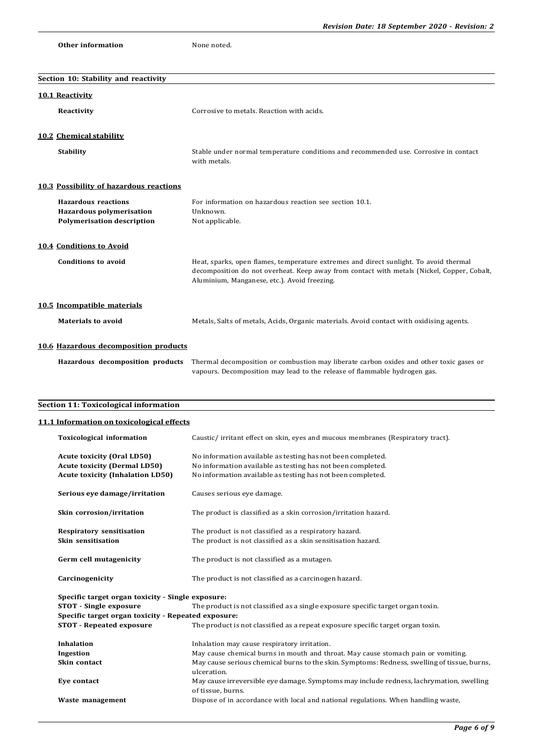**Other information** None noted.

## Section 10: Stability and reactivity

### 10.1 Reactivity

**Reactivity** Corrosive to metals. Reaction with acids.

### 10.2 Chemical stability

**Stability** Stable under normal temperature conditions and recommended use. Corrosive in contact with metals.

### 10.3 Possibility of hazardous reactions

**Hazardous reactions** For information on hazardous reaction see section 10.1.
**Hazardous polymerisation** Unknown.
**Polymerisation description** Not applicable.

### 10.4 Conditions to Avoid

**Conditions to avoid** Heat, sparks, open flames, temperature extremes and direct sunlight. To avoid thermal decomposition do not overheat. Keep away from contact with metals (Nickel, Copper, Cobalt, Aluminium, Manganese, etc.). Avoid freezing.

### 10.5 Incompatible materials

**Materials to avoid** Metals, Salts of metals, Acids, Organic materials. Avoid contact with oxidising agents.

### 10.6 Hazardous decomposition products

**Hazardous decomposition products** Thermal decomposition or combustion may liberate carbon oxides and other toxic gases or vapours. Decomposition may lead to the release of flammable hydrogen gas.

## Section 11: Toxicological information

### 11.1 Information on toxicological effects

**Toxicological information** Caustic/ irritant effect on skin, eyes and mucous membranes (Respiratory tract).

**Acute toxicity (Oral LD50)** No information available as testing has not been completed.
**Acute toxicity (Dermal LD50)** No information available as testing has not been completed.
**Acute toxicity (Inhalation LD50)** No information available as testing has not been completed.

**Serious eye damage/irritation** Causes serious eye damage.

**Skin corrosion/irritation** The product is classified as a skin corrosion/irritation hazard.

**Respiratory sensitisation** The product is not classified as a respiratory hazard.
**Skin sensitisation** The product is not classified as a skin sensitisation hazard.

**Germ cell mutagenicity** The product is not classified as a mutagen.

**Carcinogenicity** The product is not classified as a carcinogen hazard.

**Specific target organ toxicity - Single exposure:**
**STOT - Single exposure** The product is not classified as a single exposure specific target organ toxin.
**Specific target organ toxicity - Repeated exposure:**
**STOT - Repeated exposure** The product is not classified as a repeat exposure specific target organ toxin.

**Inhalation** Inhalation may cause respiratory irritation.
**Ingestion** May cause chemical burns in mouth and throat. May cause stomach pain or vomiting.
**Skin contact** May cause serious chemical burns to the skin. Symptoms: Redness, swelling of tissue, burns, ulceration.
**Eye contact** May cause irreversible eye damage. Symptoms may include redness, lachrymation, swelling of tissue, burns.
**Waste management** Dispose of in accordance with local and national regulations. When handling waste,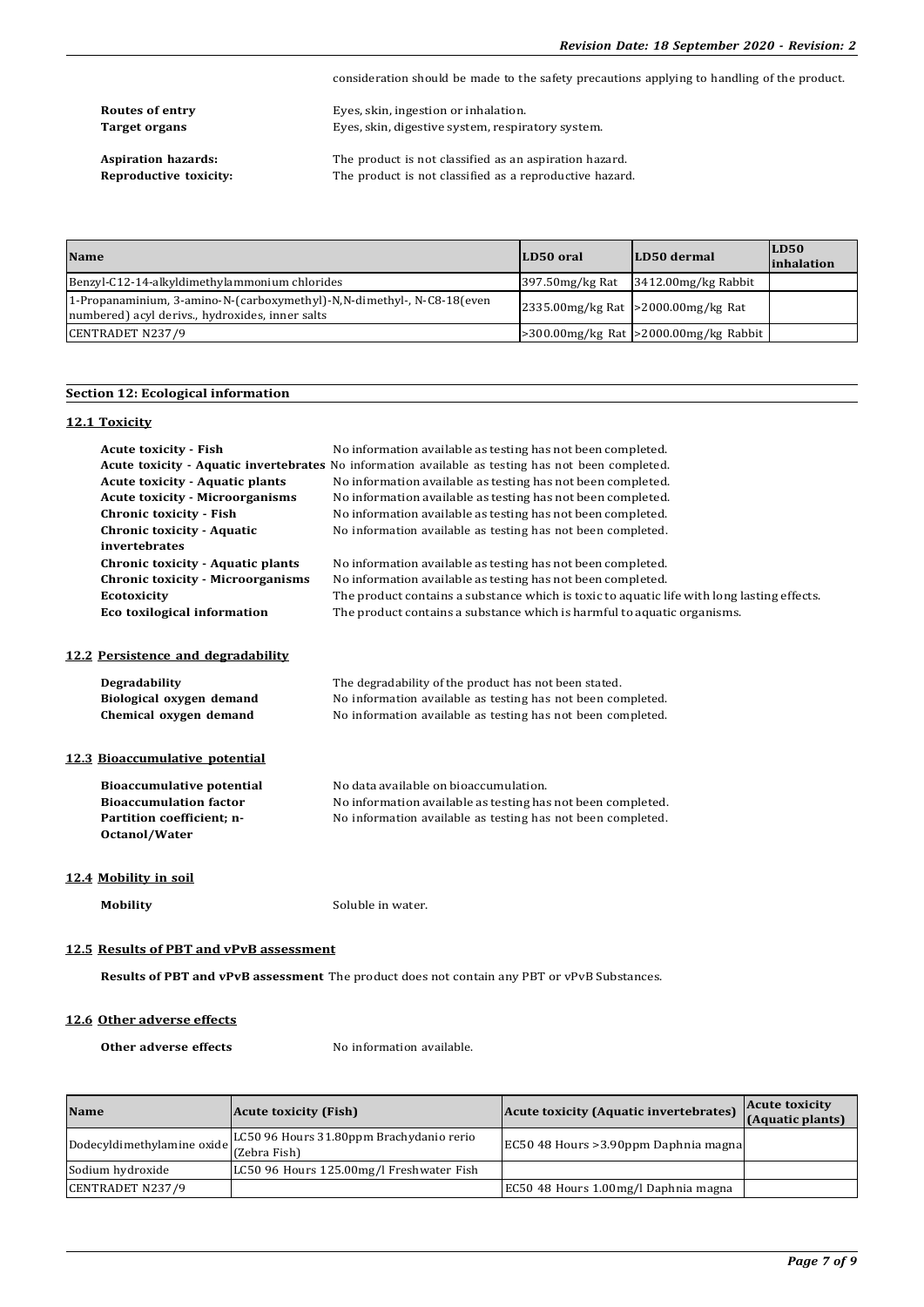consideration should be made to the safety precautions applying to handling of the product.

**Routes of entry** Eyes, skin, ingestion or inhalation.
**Target organs** Eyes, skin, digestive system, respiratory system.

**Aspiration hazards:** The product is not classified as an aspiration hazard.
**Reproductive toxicity:** The product is not classified as a reproductive hazard.

| Name | LD50 oral | LD50 dermal | LD50 inhalation |
|---|---|---|---|
| Benzyl-C12-14-alkyldimethylammonium chlorides | 397.50mg/kg Rat | 3412.00mg/kg Rabbit | |
| 1-Propanaminium, 3-amino-N-(carboxymethyl)-N,N-dimethyl-, N-C8-18(even numbered) acyl derivs., hydroxides, inner salts | 2335.00mg/kg Rat | >2000.00mg/kg Rat | |
| CENTRADET N237/9 | >300.00mg/kg Rat | >2000.00mg/kg Rabbit | |

## Section 12: Ecological information

### 12.1 Toxicity

**Acute toxicity - Fish** No information available as testing has not been completed.
**Acute toxicity - Aquatic invertebrates** No information available as testing has not been completed.
**Acute toxicity - Aquatic plants** No information available as testing has not been completed.
**Acute toxicity - Microorganisms** No information available as testing has not been completed.
**Chronic toxicity - Fish** No information available as testing has not been completed.
**Chronic toxicity - Aquatic invertebrates** No information available as testing has not been completed.
**Chronic toxicity - Aquatic plants** No information available as testing has not been completed.
**Chronic toxicity - Microorganisms** No information available as testing has not been completed.
**Ecotoxicity** The product contains a substance which is toxic to aquatic life with long lasting effects.
**Eco toxilogical information** The product contains a substance which is harmful to aquatic organisms.

### 12.2 Persistence and degradability

**Degradability** The degradability of the product has not been stated.
**Biological oxygen demand** No information available as testing has not been completed.
**Chemical oxygen demand** No information available as testing has not been completed.

### 12.3 Bioaccumulative potential

**Bioaccumulative potential** No data available on bioaccumulation.
**Bioaccumulation factor** No information available as testing has not been completed.
**Partition coefficient; n-Octanol/Water** No information available as testing has not been completed.

### 12.4 Mobility in soil

**Mobility** Soluble in water.

### 12.5 Results of PBT and vPvB assessment

**Results of PBT and vPvB assessment** The product does not contain any PBT or vPvB Substances.

### 12.6 Other adverse effects

**Other adverse effects** No information available.

| Name | Acute toxicity (Fish) | Acute toxicity (Aquatic invertebrates) | Acute toxicity (Aquatic plants) |
|---|---|---|---|
| Dodecyldimethylamine oxide | LC50 96 Hours 31.80ppm Brachydanio rerio (Zebra Fish) | EC50 48 Hours >3.90ppm Daphnia magna | |
| Sodium hydroxide | LC50 96 Hours 125.00mg/l Freshwater Fish | | |
| CENTRADET N237/9 | | EC50 48 Hours 1.00mg/l Daphnia magna | |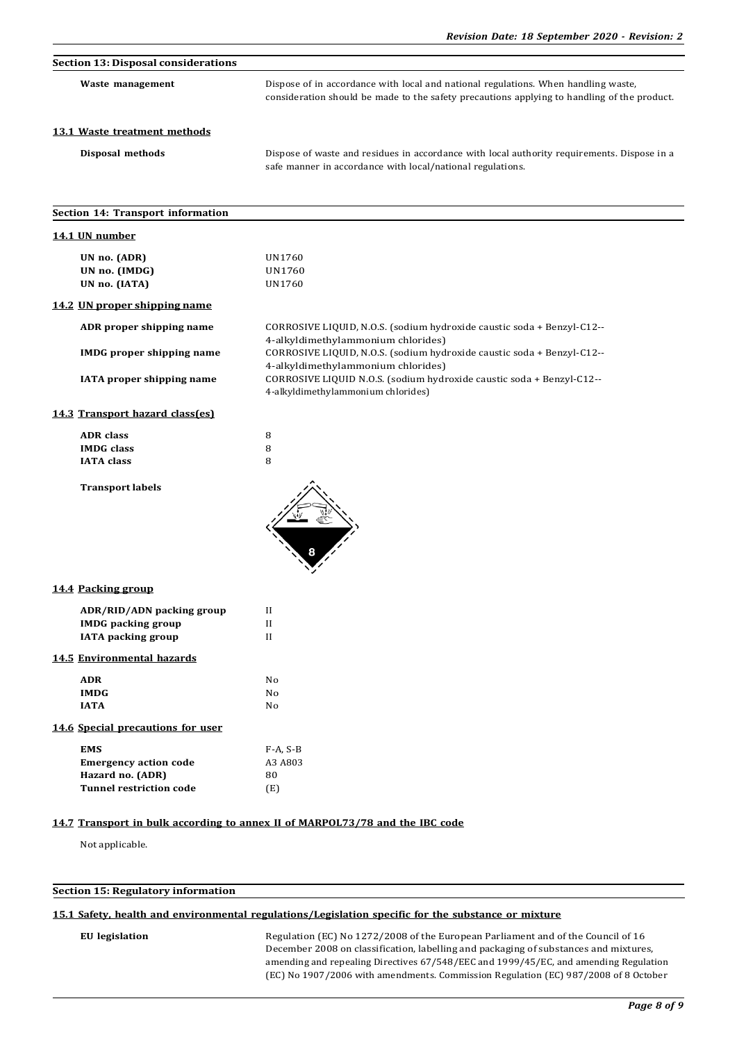## Section 13: Disposal considerations

**Waste management** Dispose of in accordance with local and national regulations. When handling waste, consideration should be made to the safety precautions applying to handling of the product.

### 13.1 Waste treatment methods

**Disposal methods** Dispose of waste and residues in accordance with local authority requirements. Dispose in a safe manner in accordance with local/national regulations.

## Section 14: Transport information

### 14.1 UN number

| | |
|---|---|
| **UN no. (ADR)** | UN1760 |
| **UN no. (IMDG)** | UN1760 |
| **UN no. (IATA)** | UN1760 |

### 14.2 UN proper shipping name

| | |
|---|---|
| **ADR proper shipping name** | CORROSIVE LIQUID, N.O.S. (sodium hydroxide caustic soda + Benzyl-C12--4-alkyldimethylammonium chlorides) |
| **IMDG proper shipping name** | CORROSIVE LIQUID, N.O.S. (sodium hydroxide caustic soda + Benzyl-C12--4-alkyldimethylammonium chlorides) |
| **IATA proper shipping name** | CORROSIVE LIQUID N.O.S. (sodium hydroxide caustic soda + Benzyl-C12--4-alkyldimethylammonium chlorides) |

### 14.3 Transport hazard class(es)

| | |
|---|---|
| **ADR class** | 8 |
| **IMDG class** | 8 |
| **IATA class** | 8 |

**Transport labels**

### 14.4 Packing group

| | |
|---|---|
| **ADR/RID/ADN packing group** | II |
| **IMDG packing group** | II |
| **IATA packing group** | II |

### 14.5 Environmental hazards

| | |
|---|---|
| **ADR** | No |
| **IMDG** | No |
| **IATA** | No |

### 14.6 Special precautions for user

| | |
|---|---|
| **EMS** | F-A, S-B |
| **Emergency action code** | A3 A803 |
| **Hazard no. (ADR)** | 80 |
| **Tunnel restriction code** | (E) |

### 14.7 Transport in bulk according to annex II of MARPOL73/78 and the IBC code

Not applicable.

## Section 15: Regulatory information

### 15.1 Safety, health and environmental regulations/Legislation specific for the substance or mixture

**EU legislation** Regulation (EC) No 1272/2008 of the European Parliament and of the Council of 16 December 2008 on classification, labelling and packaging of substances and mixtures, amending and repealing Directives 67/548/EEC and 1999/45/EC, and amending Regulation (EC) No 1907/2006 with amendments. Commission Regulation (EC) 987/2008 of 8 October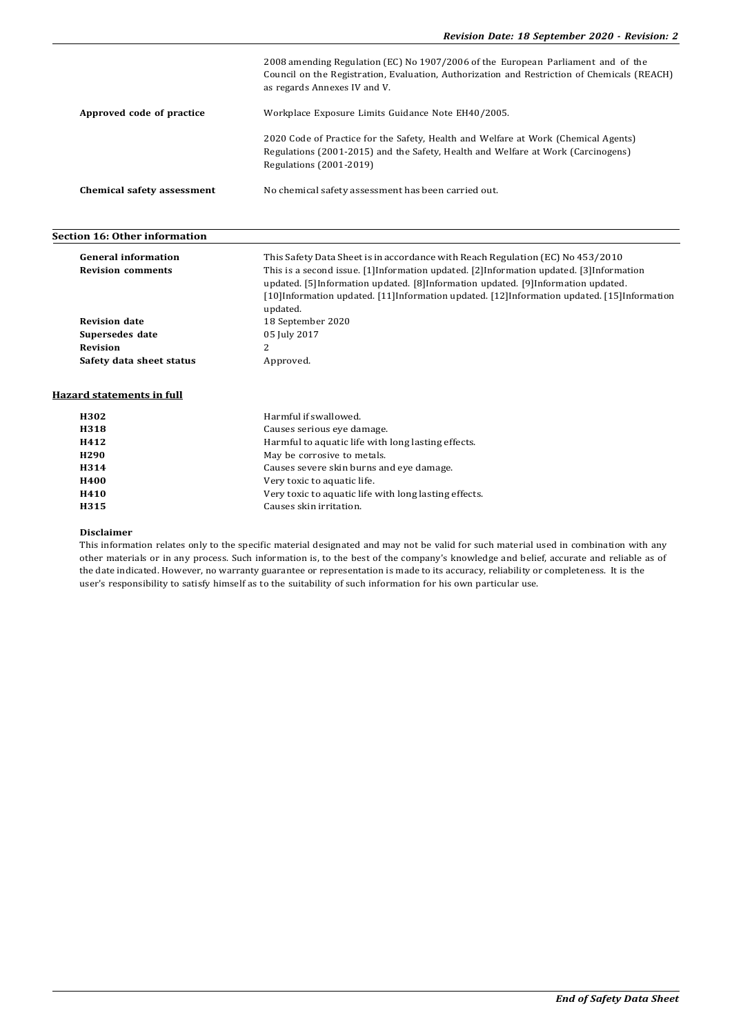| | |
|---|---|
| | 2008 amending Regulation (EC) No 1907/2006 of the European Parliament and of the Council on the Registration, Evaluation, Authorization and Restriction of Chemicals (REACH) as regards Annexes IV and V. |
| **Approved code of practice** | Workplace Exposure Limits Guidance Note EH40/2005. |
| | 2020 Code of Practice for the Safety, Health and Welfare at Work (Chemical Agents) Regulations (2001-2015) and the Safety, Health and Welfare at Work (Carcinogens) Regulations (2001-2019) |
| **Chemical safety assessment** | No chemical safety assessment has been carried out. |

## Section 16: Other information

| | |
|---|---|
| **General information** | This Safety Data Sheet is in accordance with Reach Regulation (EC) No 453/2010 |
| **Revision comments** | This is a second issue. [1]Information updated. [2]Information updated. [3]Information updated. [5]Information updated. [8]Information updated. [9]Information updated. [10]Information updated. [11]Information updated. [12]Information updated. [15]Information updated. |
| **Revision date** | 18 September 2020 |
| **Supersedes date** | 05 July 2017 |
| **Revision** | 2 |
| **Safety data sheet status** | Approved. |

### Hazard statements in full

| | |
|---|---|
| **H302** | Harmful if swallowed. |
| **H318** | Causes serious eye damage. |
| **H412** | Harmful to aquatic life with long lasting effects. |
| **H290** | May be corrosive to metals. |
| **H314** | Causes severe skin burns and eye damage. |
| **H400** | Very toxic to aquatic life. |
| **H410** | Very toxic to aquatic life with long lasting effects. |
| **H315** | Causes skin irritation. |

**Disclaimer**

This information relates only to the specific material designated and may not be valid for such material used in combination with any other materials or in any process. Such information is, to the best of the company's knowledge and belief, accurate and reliable as of the date indicated. However, no warranty guarantee or representation is made to its accuracy, reliability or completeness. It is the user's responsibility to satisfy himself as to the suitability of such information for his own particular use.

*End of Safety Data Sheet*